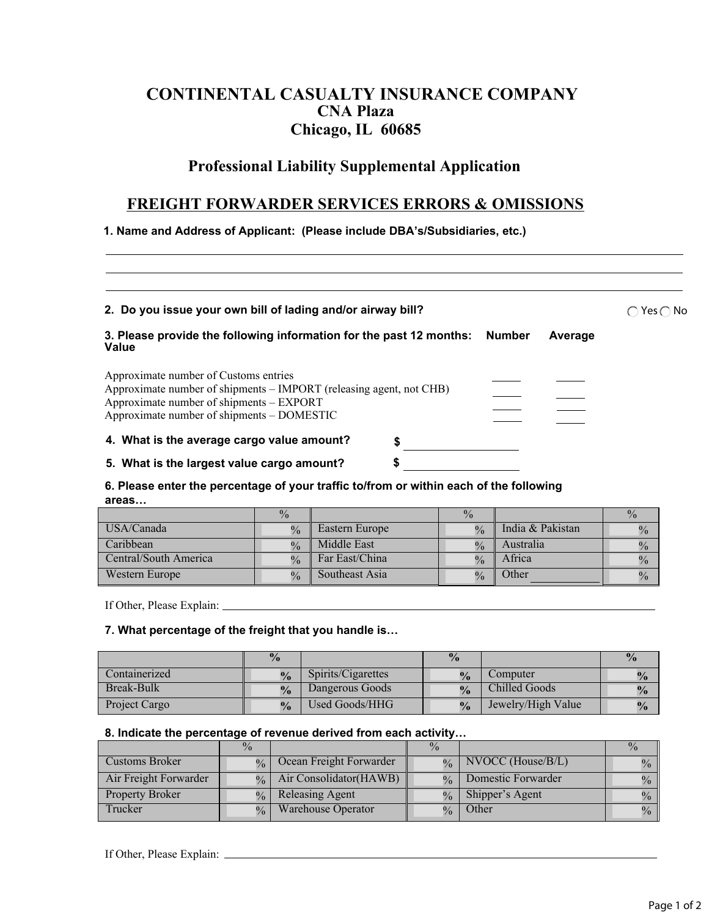# CONTINENTAL CASUALTY INSURANCE COMPANY

**CNA Plaza**
**Chicago, IL 60685**

## Professional Liability Supplemental Application

## FREIGHT FORWARDER SERVICES ERRORS & OMISSIONS

**1. Name and Address of Applicant: (Please include DBA's/Subsidiaries, etc.)**

______________________________________________________________________

______________________________________________________________________

______________________________________________________________________

**2. Do you issue your own bill of lading and/or airway bill?** ◯ Yes ◯ No

**3. Please provide the following information for the past 12 months: Number Average Value**

| | Number | Average Value |
|---|---|---|
| Approximate number of Customs entries | _____ | _____ |
| Approximate number of shipments – IMPORT (releasing agent, not CHB) | _____ | _____ |
| Approximate number of shipments – EXPORT | _____ | _____ |
| Approximate number of shipments – DOMESTIC | _____ | _____ |

**4. What is the average cargo value amount?** $ ____________________

**5. What is the largest value cargo amount?** $ ____________________

**6. Please enter the percentage of your traffic to/from or within each of the following areas…**

| | % | | % | | % |
|---|---|---|---|---|---|
| USA/Canada | % | Eastern Europe | % | India & Pakistan | % |
| Caribbean | % | Middle East | % | Australia | % |
| Central/South America | % | Far East/China | % | Africa | % |
| Western Europe | % | Southeast Asia | % | Other __________ | % |

If Other, Please Explain: ______________________________________________________________________

**7. What percentage of the freight that you handle is…**

| | % | | % | | % |
|---|---|---|---|---|---|
| Containerized | % | Spirits/Cigarettes | % | Computer | % |
| Break-Bulk | % | Dangerous Goods | % | Chilled Goods | % |
| Project Cargo | % | Used Goods/HHG | % | Jewelry/High Value | % |

**8. Indicate the percentage of revenue derived from each activity…**

| | % | | % | | % |
|---|---|---|---|---|---|
| Customs Broker | % | Ocean Freight Forwarder | % | NVOCC (House/B/L) | % |
| Air Freight Forwarder | % | Air Consolidator(HAWB) | % | Domestic Forwarder | % |
| Property Broker | % | Releasing Agent | % | Shipper's Agent | % |
| Trucker | % | Warehouse Operator | % | Other | % |

If Other, Please Explain: ______________________________________________________________________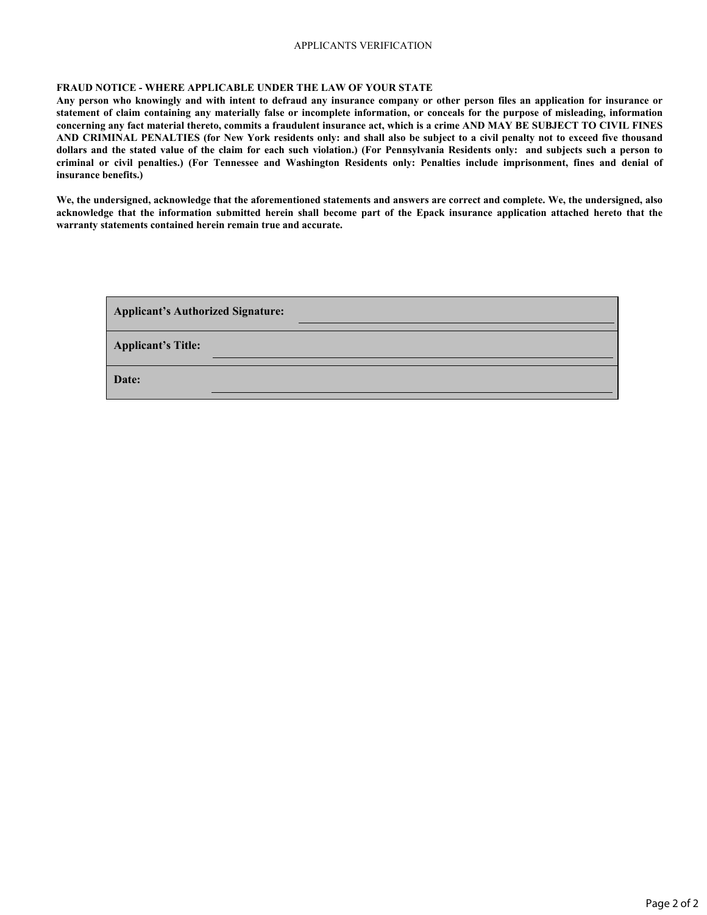APPLICANTS VERIFICATION

**FRAUD NOTICE - WHERE APPLICABLE UNDER THE LAW OF YOUR STATE**

**Any person who knowingly and with intent to defraud any insurance company or other person files an application for insurance or statement of claim containing any materially false or incomplete information, or conceals for the purpose of misleading, information concerning any fact material thereto, commits a fraudulent insurance act, which is a crime AND MAY BE SUBJECT TO CIVIL FINES AND CRIMINAL PENALTIES (for New York residents only: and shall also be subject to a civil penalty not to exceed five thousand dollars and the stated value of the claim for each such violation.) (For Pennsylvania Residents only: and subjects such a person to criminal or civil penalties.) (For Tennessee and Washington Residents only: Penalties include imprisonment, fines and denial of insurance benefits.)**

**We, the undersigned, acknowledge that the aforementioned statements and answers are correct and complete. We, the undersigned, also acknowledge that the information submitted herein shall become part of the Epack insurance application attached hereto that the warranty statements contained herein remain true and accurate.**

| | |
|---|---|
| **Applicant's Authorized Signature:** | |
| **Applicant's Title:** | |
| **Date:** | |